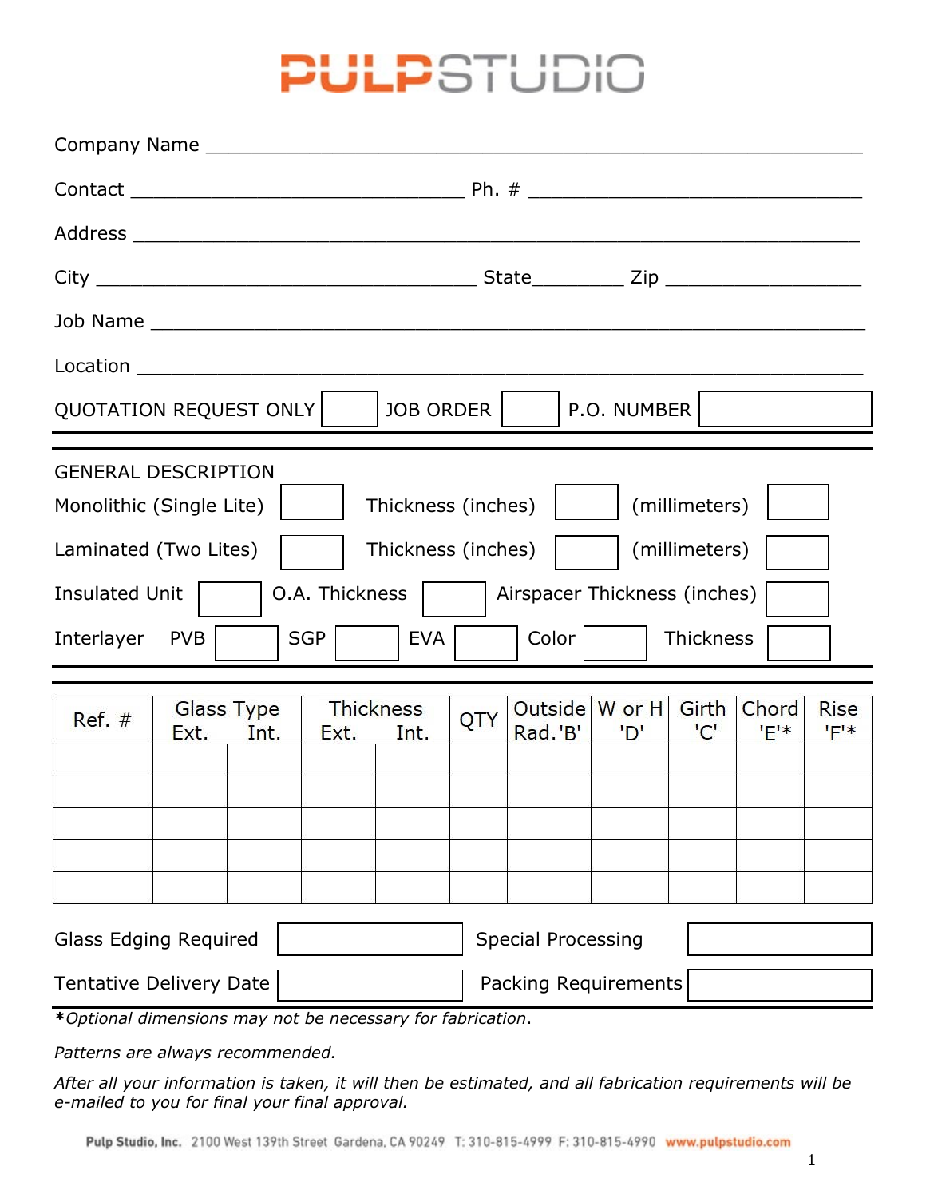# PULPSTUDIO

Company Name ___________________________________________________________

Contact ______________________________ Ph. # ______________________________

Address ____________________________________________________________

City __________________________________ State________ Zip __________________

Job Name ___________________________________________________________

Location ____________________________________________________________

QUOTATION REQUEST ONLY [ ] JOB ORDER [ ] P.O. NUMBER [ ]

---

GENERAL DESCRIPTION

Monolithic (Single Lite) [ ] Thickness (inches) [ ] (millimeters) [ ]

Laminated (Two Lites) [ ] Thickness (inches) [ ] (millimeters) [ ]

Insulated Unit [ ] O.A. Thickness [ ] Airspacer Thickness (inches) [ ]

Interlayer PVB [ ] SGP [ ] EVA [ ] Color [ ] Thickness [ ]

---

| Ref. # | Glass Type | | Thickness | | QTY | Outside Rad.'B' | W or H 'D' | Girth 'C' | Chord 'E'* | Rise 'F'* |
|---|---|---|---|---|---|---|---|---|---|---|
| | Ext. | Int. | Ext. | Int. | | | | | | |
| | | | | | | | | | | |
| | | | | | | | | | | |
| | | | | | | | | | | |
| | | | | | | | | | | |
| | | | | | | | | | | |

Glass Edging Required [ ] Special Processing [ ]

Tentative Delivery Date [ ] Packing Requirements [ ]

***Optional dimensions may not be necessary for fabrication*.**

*Patterns are always recommended.*

*After all your information is taken, it will then be estimated, and all fabrication requirements will be e-mailed to you for final your final approval.*

Pulp Studio, Inc. 2100 West 139th Street Gardena, CA 90249 T: 310-815-4999 F: 310-815-4990 www.pulpstudio.com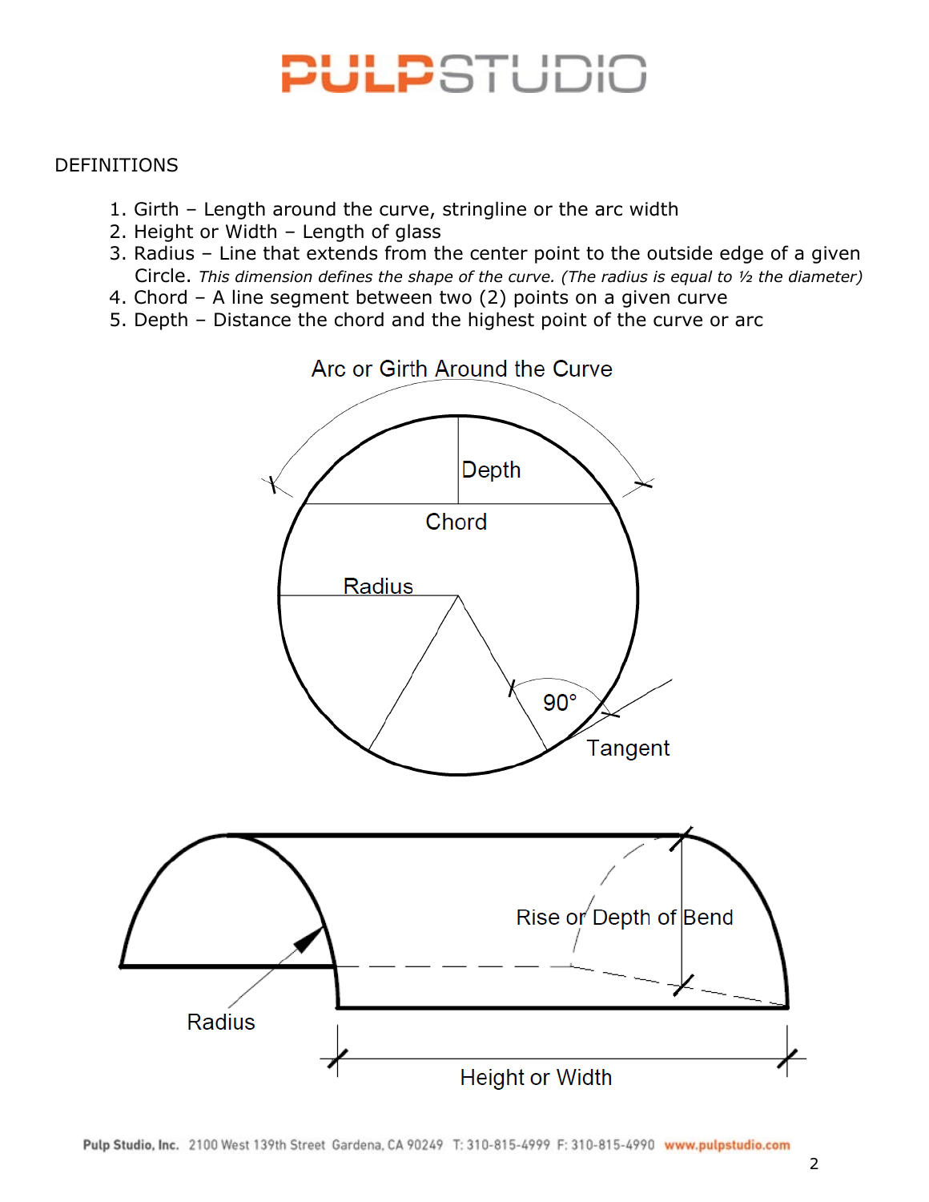DEFINITIONS

1. Girth – Length around the curve, stringline or the arc width
2. Height or Width – Length of glass
3. Radius – Line that extends from the center point to the outside edge of a given Circle. *This dimension defines the shape of the curve. (The radius is equal to ½ the diameter)*
4. Chord – A line segment between two (2) points on a given curve
5. Depth – Distance the chord and the highest point of the curve or arc

Arc or Girth Around the Curve

Depth

Chord

Radius

90°

Tangent

Rise or Depth of Bend

Radius

Height or Width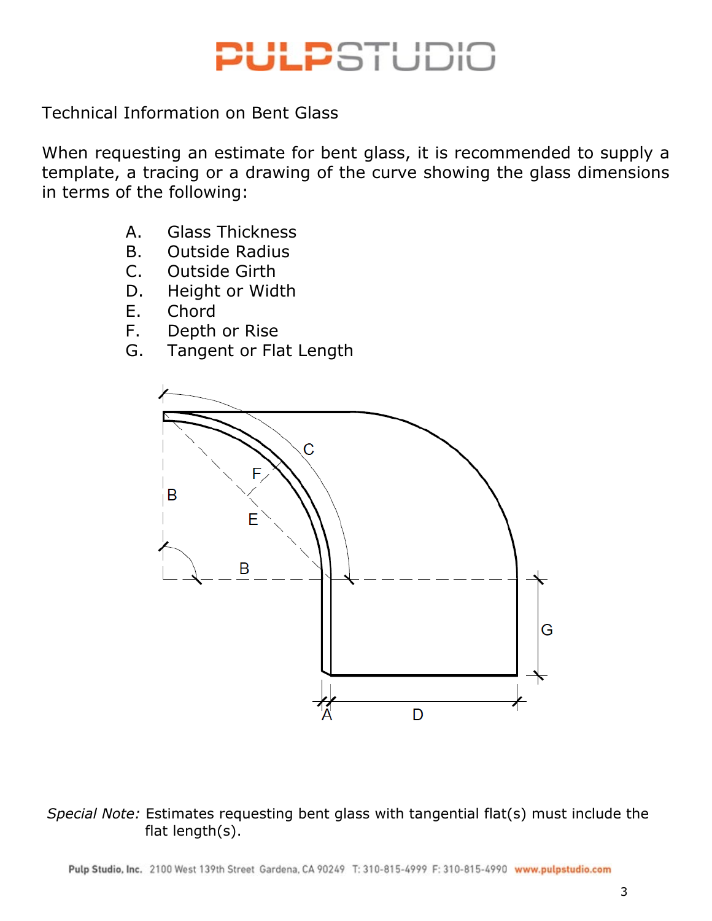Technical Information on Bent Glass

When requesting an estimate for bent glass, it is recommended to supply a template, a tracing or a drawing of the curve showing the glass dimensions in terms of the following:

A. Glass Thickness
B. Outside Radius
C. Outside Girth
D. Height or Width
E. Chord
F. Depth or Rise
G. Tangent or Flat Length

C
F
B
E
B
G
A
D

*Special Note:* Estimates requesting bent glass with tangential flat(s) must include the flat length(s).